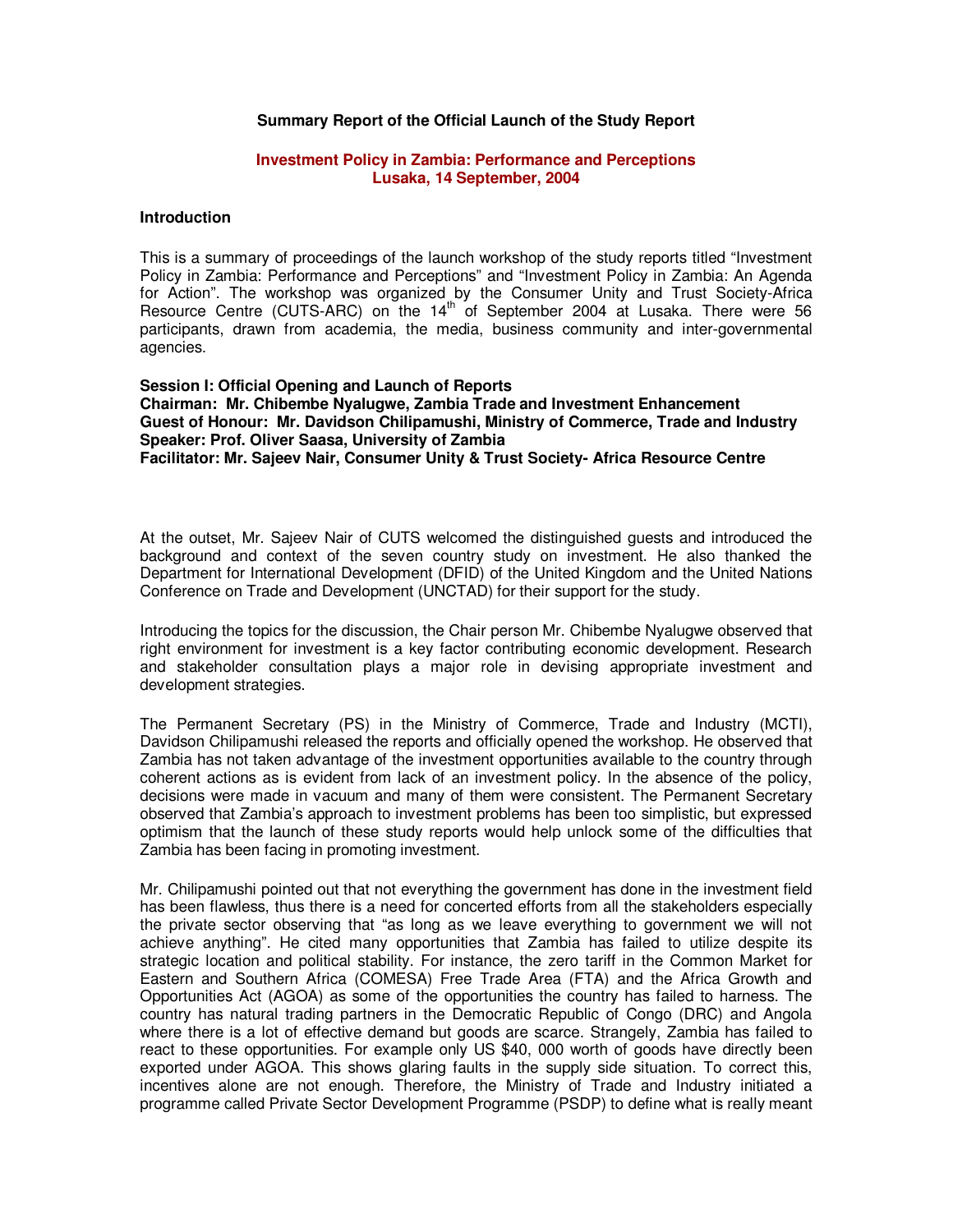**Summary Report of the Official Launch of the Study Report**

**Investment Policy in Zambia: Performance and Perceptions**
**Lusaka, 14 September, 2004**

## Introduction

This is a summary of proceedings of the launch workshop of the study reports titled “Investment Policy in Zambia: Performance and Perceptions” and “Investment Policy in Zambia: An Agenda for Action”. The workshop was organized by the Consumer Unity and Trust Society-Africa Resource Centre (CUTS-ARC) on the 14th of September 2004 at Lusaka. There were 56 participants, drawn from academia, the media, business community and inter-governmental agencies.

**Session I: Official Opening and Launch of Reports**
**Chairman: Mr. Chibembe Nyalugwe, Zambia Trade and Investment Enhancement**
**Guest of Honour: Mr. Davidson Chilipamushi, Ministry of Commerce, Trade and Industry**
**Speaker: Prof. Oliver Saasa, University of Zambia**
**Facilitator: Mr. Sajeev Nair, Consumer Unity & Trust Society- Africa Resource Centre**

At the outset, Mr. Sajeev Nair of CUTS welcomed the distinguished guests and introduced the background and context of the seven country study on investment. He also thanked the Department for International Development (DFID) of the United Kingdom and the United Nations Conference on Trade and Development (UNCTAD) for their support for the study.

Introducing the topics for the discussion, the Chair person Mr. Chibembe Nyalugwe observed that right environment for investment is a key factor contributing economic development. Research and stakeholder consultation plays a major role in devising appropriate investment and development strategies.

The Permanent Secretary (PS) in the Ministry of Commerce, Trade and Industry (MCTI), Davidson Chilipamushi released the reports and officially opened the workshop. He observed that Zambia has not taken advantage of the investment opportunities available to the country through coherent actions as is evident from lack of an investment policy. In the absence of the policy, decisions were made in vacuum and many of them were consistent. The Permanent Secretary observed that Zambia's approach to investment problems has been too simplistic, but expressed optimism that the launch of these study reports would help unlock some of the difficulties that Zambia has been facing in promoting investment.

Mr. Chilipamushi pointed out that not everything the government has done in the investment field has been flawless, thus there is a need for concerted efforts from all the stakeholders especially the private sector observing that “as long as we leave everything to government we will not achieve anything”. He cited many opportunities that Zambia has failed to utilize despite its strategic location and political stability. For instance, the zero tariff in the Common Market for Eastern and Southern Africa (COMESA) Free Trade Area (FTA) and the Africa Growth and Opportunities Act (AGOA) as some of the opportunities the country has failed to harness. The country has natural trading partners in the Democratic Republic of Congo (DRC) and Angola where there is a lot of effective demand but goods are scarce. Strangely, Zambia has failed to react to these opportunities. For example only US $40, 000 worth of goods have directly been exported under AGOA. This shows glaring faults in the supply side situation. To correct this, incentives alone are not enough. Therefore, the Ministry of Trade and Industry initiated a programme called Private Sector Development Programme (PSDP) to define what is really meant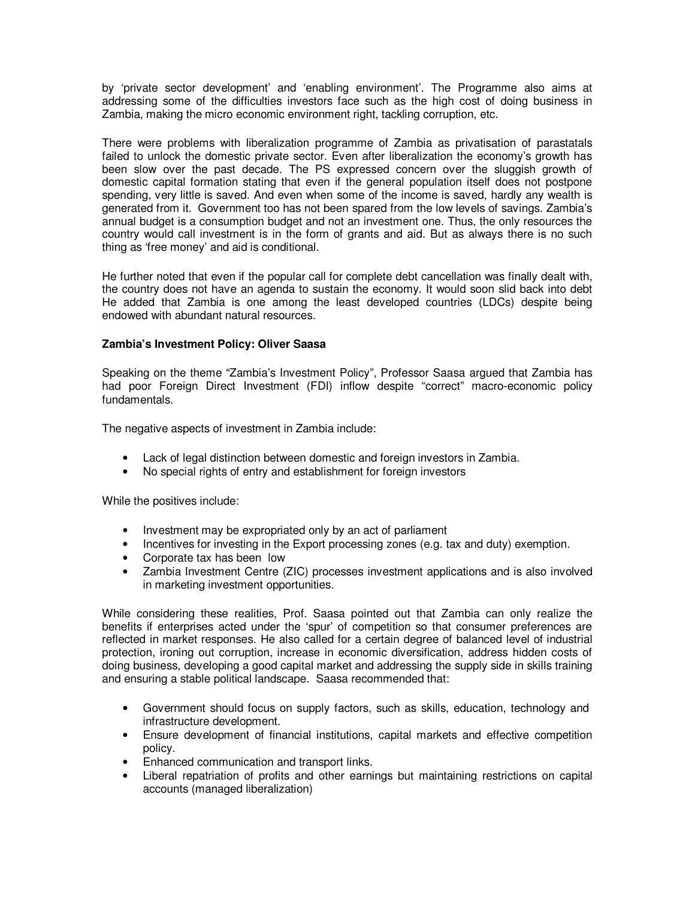by 'private sector development' and 'enabling environment'. The Programme also aims at addressing some of the difficulties investors face such as the high cost of doing business in Zambia, making the micro economic environment right, tackling corruption, etc.

There were problems with liberalization programme of Zambia as privatisation of parastatals failed to unlock the domestic private sector. Even after liberalization the economy's growth has been slow over the past decade. The PS expressed concern over the sluggish growth of domestic capital formation stating that even if the general population itself does not postpone spending, very little is saved. And even when some of the income is saved, hardly any wealth is generated from it. Government too has not been spared from the low levels of savings. Zambia's annual budget is a consumption budget and not an investment one. Thus, the only resources the country would call investment is in the form of grants and aid. But as always there is no such thing as 'free money' and aid is conditional.

He further noted that even if the popular call for complete debt cancellation was finally dealt with, the country does not have an agenda to sustain the economy. It would soon slid back into debt He added that Zambia is one among the least developed countries (LDCs) despite being endowed with abundant natural resources.

**Zambia's Investment Policy: Oliver Saasa**

Speaking on the theme "Zambia's Investment Policy", Professor Saasa argued that Zambia has had poor Foreign Direct Investment (FDI) inflow despite "correct" macro-economic policy fundamentals.

The negative aspects of investment in Zambia include:

- Lack of legal distinction between domestic and foreign investors in Zambia.
- No special rights of entry and establishment for foreign investors

While the positives include:

- Investment may be expropriated only by an act of parliament
- Incentives for investing in the Export processing zones (e.g. tax and duty) exemption.
- Corporate tax has been low
- Zambia Investment Centre (ZIC) processes investment applications and is also involved in marketing investment opportunities.

While considering these realities, Prof. Saasa pointed out that Zambia can only realize the benefits if enterprises acted under the 'spur' of competition so that consumer preferences are reflected in market responses. He also called for a certain degree of balanced level of industrial protection, ironing out corruption, increase in economic diversification, address hidden costs of doing business, developing a good capital market and addressing the supply side in skills training and ensuring a stable political landscape. Saasa recommended that:

- Government should focus on supply factors, such as skills, education, technology and infrastructure development.
- Ensure development of financial institutions, capital markets and effective competition policy.
- Enhanced communication and transport links.
- Liberal repatriation of profits and other earnings but maintaining restrictions on capital accounts (managed liberalization)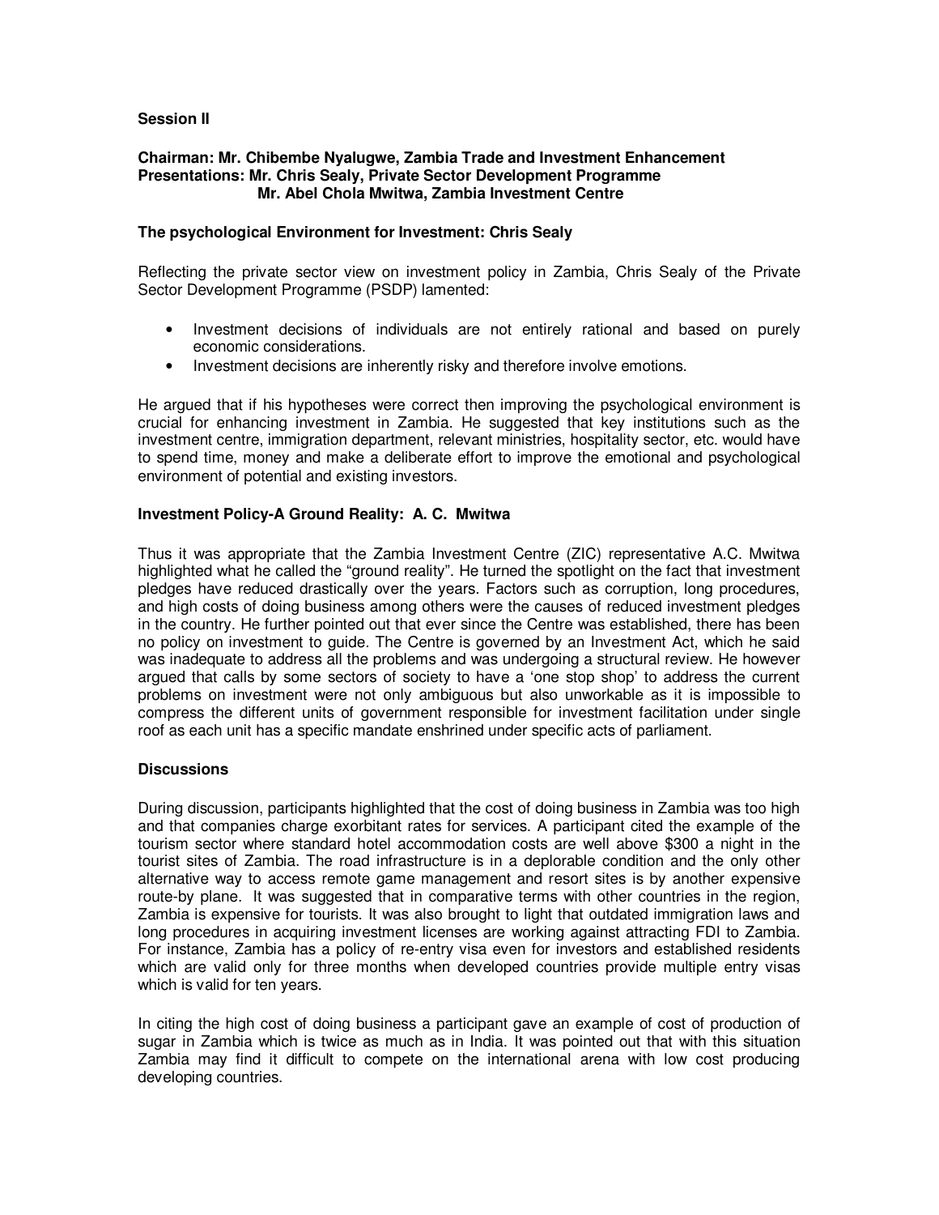**Session II**

**Chairman: Mr. Chibembe Nyalugwe, Zambia Trade and Investment Enhancement**
**Presentations: Mr. Chris Sealy, Private Sector Development Programme**
**Mr. Abel Chola Mwitwa, Zambia Investment Centre**

**The psychological Environment for Investment: Chris Sealy**

Reflecting the private sector view on investment policy in Zambia, Chris Sealy of the Private Sector Development Programme (PSDP) lamented:

- Investment decisions of individuals are not entirely rational and based on purely economic considerations.
- Investment decisions are inherently risky and therefore involve emotions.

He argued that if his hypotheses were correct then improving the psychological environment is crucial for enhancing investment in Zambia. He suggested that key institutions such as the investment centre, immigration department, relevant ministries, hospitality sector, etc. would have to spend time, money and make a deliberate effort to improve the emotional and psychological environment of potential and existing investors.

**Investment Policy-A Ground Reality: A. C. Mwitwa**

Thus it was appropriate that the Zambia Investment Centre (ZIC) representative A.C. Mwitwa highlighted what he called the "ground reality". He turned the spotlight on the fact that investment pledges have reduced drastically over the years. Factors such as corruption, long procedures, and high costs of doing business among others were the causes of reduced investment pledges in the country. He further pointed out that ever since the Centre was established, there has been no policy on investment to guide. The Centre is governed by an Investment Act, which he said was inadequate to address all the problems and was undergoing a structural review. He however argued that calls by some sectors of society to have a 'one stop shop' to address the current problems on investment were not only ambiguous but also unworkable as it is impossible to compress the different units of government responsible for investment facilitation under single roof as each unit has a specific mandate enshrined under specific acts of parliament.

**Discussions**

During discussion, participants highlighted that the cost of doing business in Zambia was too high and that companies charge exorbitant rates for services. A participant cited the example of the tourism sector where standard hotel accommodation costs are well above $300 a night in the tourist sites of Zambia. The road infrastructure is in a deplorable condition and the only other alternative way to access remote game management and resort sites is by another expensive route-by plane. It was suggested that in comparative terms with other countries in the region, Zambia is expensive for tourists. It was also brought to light that outdated immigration laws and long procedures in acquiring investment licenses are working against attracting FDI to Zambia. For instance, Zambia has a policy of re-entry visa even for investors and established residents which are valid only for three months when developed countries provide multiple entry visas which is valid for ten years.

In citing the high cost of doing business a participant gave an example of cost of production of sugar in Zambia which is twice as much as in India. It was pointed out that with this situation Zambia may find it difficult to compete on the international arena with low cost producing developing countries.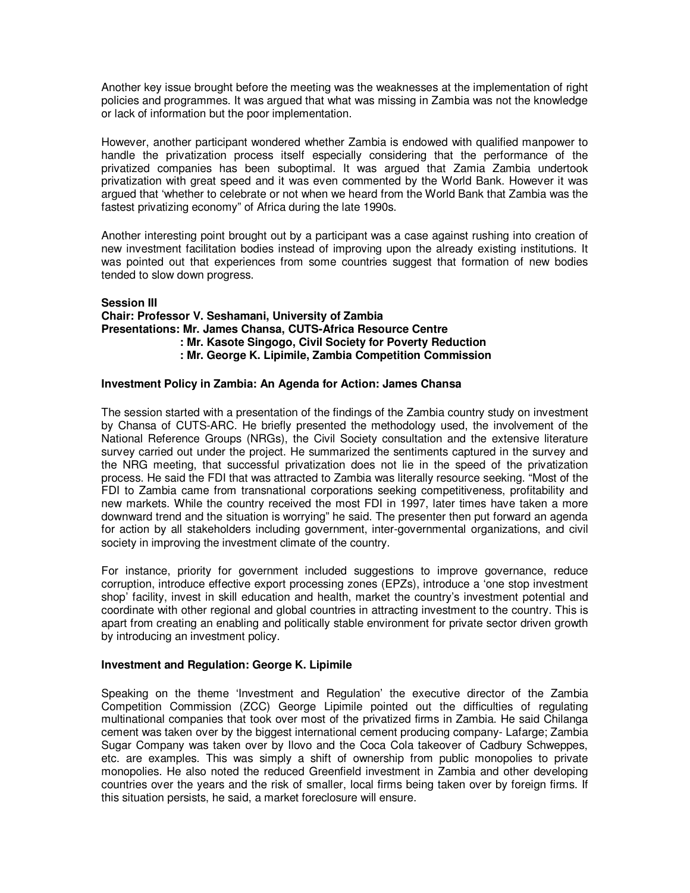Another key issue brought before the meeting was the weaknesses at the implementation of right policies and programmes. It was argued that what was missing in Zambia was not the knowledge or lack of information but the poor implementation.

However, another participant wondered whether Zambia is endowed with qualified manpower to handle the privatization process itself especially considering that the performance of the privatized companies has been suboptimal. It was argued that Zamia Zambia undertook privatization with great speed and it was even commented by the World Bank. However it was argued that 'whether to celebrate or not when we heard from the World Bank that Zambia was the fastest privatizing economy" of Africa during the late 1990s.

Another interesting point brought out by a participant was a case against rushing into creation of new investment facilitation bodies instead of improving upon the already existing institutions. It was pointed out that experiences from some countries suggest that formation of new bodies tended to slow down progress.

**Session III**
**Chair: Professor V. Seshamani, University of Zambia**
**Presentations: Mr. James Chansa, CUTS-Africa Resource Centre**
**: Mr. Kasote Singogo, Civil Society for Poverty Reduction**
**: Mr. George K. Lipimile, Zambia Competition Commission**

**Investment Policy in Zambia: An Agenda for Action: James Chansa**

The session started with a presentation of the findings of the Zambia country study on investment by Chansa of CUTS-ARC. He briefly presented the methodology used, the involvement of the National Reference Groups (NRGs), the Civil Society consultation and the extensive literature survey carried out under the project. He summarized the sentiments captured in the survey and the NRG meeting, that successful privatization does not lie in the speed of the privatization process. He said the FDI that was attracted to Zambia was literally resource seeking. "Most of the FDI to Zambia came from transnational corporations seeking competitiveness, profitability and new markets. While the country received the most FDI in 1997, later times have taken a more downward trend and the situation is worrying" he said. The presenter then put forward an agenda for action by all stakeholders including government, inter-governmental organizations, and civil society in improving the investment climate of the country.

For instance, priority for government included suggestions to improve governance, reduce corruption, introduce effective export processing zones (EPZs), introduce a 'one stop investment shop' facility, invest in skill education and health, market the country's investment potential and coordinate with other regional and global countries in attracting investment to the country. This is apart from creating an enabling and politically stable environment for private sector driven growth by introducing an investment policy.

**Investment and Regulation: George K. Lipimile**

Speaking on the theme 'Investment and Regulation' the executive director of the Zambia Competition Commission (ZCC) George Lipimile pointed out the difficulties of regulating multinational companies that took over most of the privatized firms in Zambia. He said Chilanga cement was taken over by the biggest international cement producing company- Lafarge; Zambia Sugar Company was taken over by Ilovo and the Coca Cola takeover of Cadbury Schweppes, etc. are examples. This was simply a shift of ownership from public monopolies to private monopolies. He also noted the reduced Greenfield investment in Zambia and other developing countries over the years and the risk of smaller, local firms being taken over by foreign firms. If this situation persists, he said, a market foreclosure will ensure.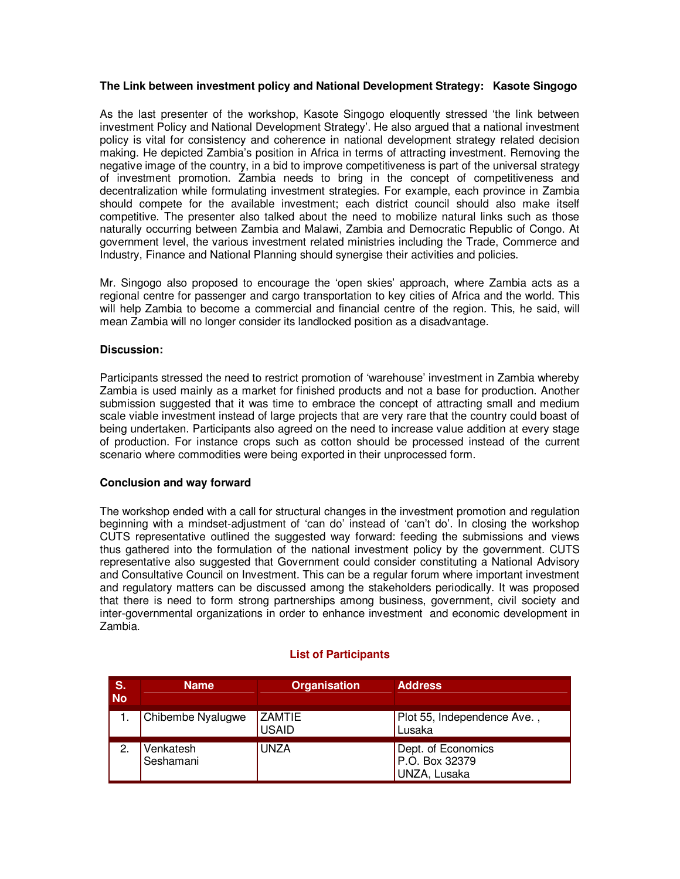### The Link between investment policy and National Development Strategy: Kasote Singogo

As the last presenter of the workshop, Kasote Singogo eloquently stressed 'the link between investment Policy and National Development Strategy'. He also argued that a national investment policy is vital for consistency and coherence in national development strategy related decision making. He depicted Zambia's position in Africa in terms of attracting investment. Removing the negative image of the country, in a bid to improve competitiveness is part of the universal strategy of investment promotion. Zambia needs to bring in the concept of competitiveness and decentralization while formulating investment strategies. For example, each province in Zambia should compete for the available investment; each district council should also make itself competitive. The presenter also talked about the need to mobilize natural links such as those naturally occurring between Zambia and Malawi, Zambia and Democratic Republic of Congo. At government level, the various investment related ministries including the Trade, Commerce and Industry, Finance and National Planning should synergise their activities and policies.

Mr. Singogo also proposed to encourage the 'open skies' approach, where Zambia acts as a regional centre for passenger and cargo transportation to key cities of Africa and the world. This will help Zambia to become a commercial and financial centre of the region. This, he said, will mean Zambia will no longer consider its landlocked position as a disadvantage.

### Discussion:

Participants stressed the need to restrict promotion of 'warehouse' investment in Zambia whereby Zambia is used mainly as a market for finished products and not a base for production. Another submission suggested that it was time to embrace the concept of attracting small and medium scale viable investment instead of large projects that are very rare that the country could boast of being undertaken. Participants also agreed on the need to increase value addition at every stage of production. For instance crops such as cotton should be processed instead of the current scenario where commodities were being exported in their unprocessed form.

### Conclusion and way forward

The workshop ended with a call for structural changes in the investment promotion and regulation beginning with a mindset-adjustment of 'can do' instead of 'can't do'. In closing the workshop CUTS representative outlined the suggested way forward: feeding the submissions and views thus gathered into the formulation of the national investment policy by the government. CUTS representative also suggested that Government could consider constituting a National Advisory and Consultative Council on Investment. This can be a regular forum where important investment and regulatory matters can be discussed among the stakeholders periodically. It was proposed that there is need to form strong partnerships among business, government, civil society and inter-governmental organizations in order to enhance investment and economic development in Zambia.

## List of Participants

| S. No | Name | Organisation | Address |
|---|---|---|---|
| 1. | Chibembe Nyalugwe | ZAMTIE USAID | Plot 55, Independence Ave. , Lusaka |
| 2. | Venkatesh Seshamani | UNZA | Dept. of Economics P.O. Box 32379 UNZA, Lusaka |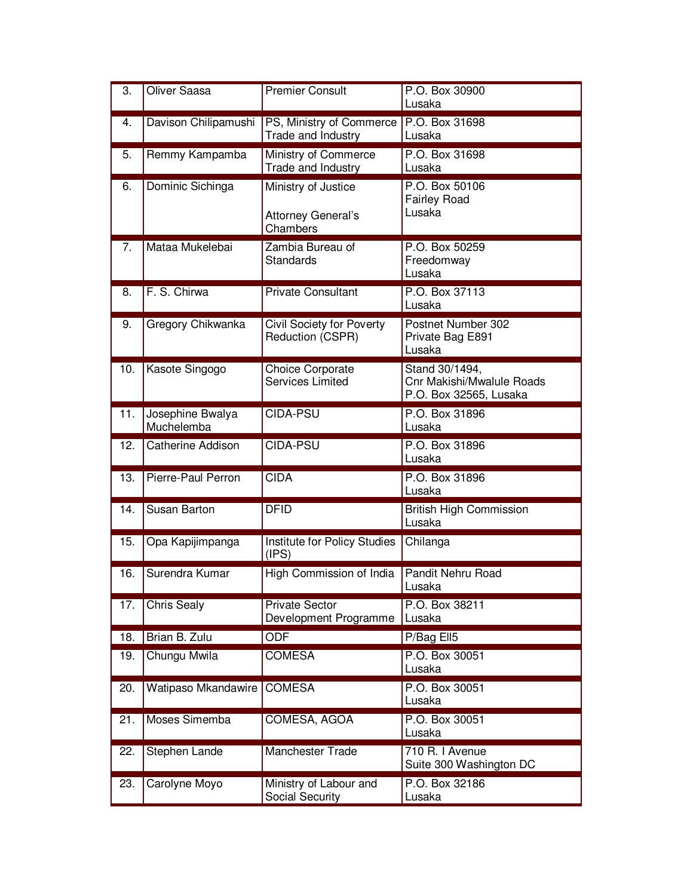| 3. | Oliver Saasa | Premier Consult | P.O. Box 30900<br>Lusaka |
|---|---|---|---|
| 4. | Davison Chilipamushi | PS, Ministry of Commerce Trade and Industry | P.O. Box 31698<br>Lusaka |
| 5. | Remmy Kampamba | Ministry of Commerce Trade and Industry | P.O. Box 31698<br>Lusaka |
| 6. | Dominic Sichinga | Ministry of Justice<br><br>Attorney General's Chambers | P.O. Box 50106<br>Fairley Road<br>Lusaka |
| 7. | Mataa Mukelebai | Zambia Bureau of Standards | P.O. Box 50259<br>Freedomway<br>Lusaka |
| 8. | F. S. Chirwa | Private Consultant | P.O. Box 37113<br>Lusaka |
| 9. | Gregory Chikwanka | Civil Society for Poverty Reduction (CSPR) | Postnet Number 302<br>Private Bag E891<br>Lusaka |
| 10. | Kasote Singogo | Choice Corporate Services Limited | Stand 30/1494,<br>Cnr Makishi/Mwalule Roads<br>P.O. Box 32565, Lusaka |
| 11. | Josephine Bwalya Muchelemba | CIDA-PSU | P.O. Box 31896<br>Lusaka |
| 12. | Catherine Addison | CIDA-PSU | P.O. Box 31896<br>Lusaka |
| 13. | Pierre-Paul Perron | CIDA | P.O. Box 31896<br>Lusaka |
| 14. | Susan Barton | DFID | British High Commission<br>Lusaka |
| 15. | Opa Kapijimpanga | Institute for Policy Studies (IPS) | Chilanga |
| 16. | Surendra Kumar | High Commission of India | Pandit Nehru Road<br>Lusaka |
| 17. | Chris Sealy | Private Sector Development Programme | P.O. Box 38211<br>Lusaka |
| 18. | Brian B. Zulu | ODF | P/Bag Ell5 |
| 19. | Chungu Mwila | COMESA | P.O. Box 30051<br>Lusaka |
| 20. | Watipaso Mkandawire | COMESA | P.O. Box 30051<br>Lusaka |
| 21. | Moses Simemba | COMESA, AGOA | P.O. Box 30051<br>Lusaka |
| 22. | Stephen Lande | Manchester Trade | 710 R. I Avenue<br>Suite 300 Washington DC |
| 23. | Carolyne Moyo | Ministry of Labour and Social Security | P.O. Box 32186<br>Lusaka |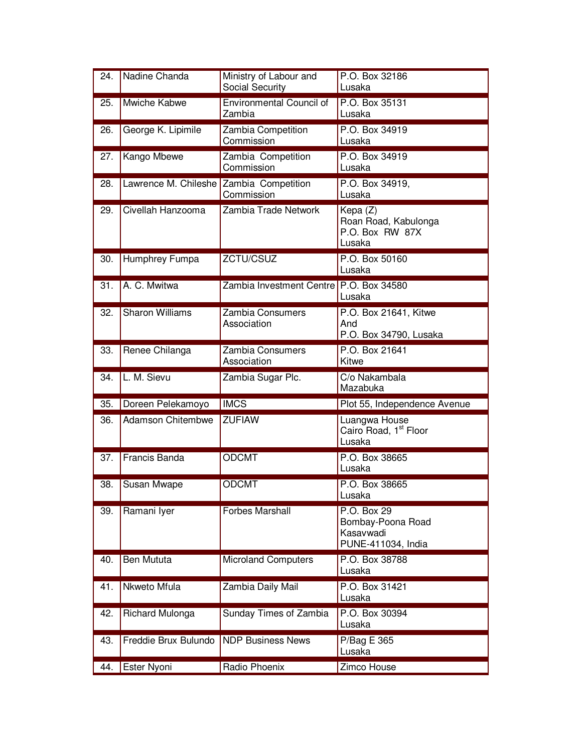| 24. | Nadine Chanda | Ministry of Labour and Social Security | P.O. Box 32186<br>Lusaka |
|---|---|---|---|
| 25. | Mwiche Kabwe | Environmental Council of Zambia | P.O. Box 35131<br>Lusaka |
| 26. | George K. Lipimile | Zambia Competition Commission | P.O. Box 34919<br>Lusaka |
| 27. | Kango Mbewe | Zambia Competition Commission | P.O. Box 34919<br>Lusaka |
| 28. | Lawrence M. Chileshe | Zambia Competition Commission | P.O. Box 34919,<br>Lusaka |
| 29. | Civellah Hanzooma | Zambia Trade Network | Kepa (Z)<br>Roan Road, Kabulonga<br>P.O. Box RW 87X<br>Lusaka |
| 30. | Humphrey Fumpa | ZCTU/CSUZ | P.O. Box 50160<br>Lusaka |
| 31. | A. C. Mwitwa | Zambia Investment Centre | P.O. Box 34580<br>Lusaka |
| 32. | Sharon Williams | Zambia Consumers Association | P.O. Box 21641, Kitwe<br>And<br>P.O. Box 34790, Lusaka |
| 33. | Renee Chilanga | Zambia Consumers Association | P.O. Box 21641<br>Kitwe |
| 34. | L. M. Sievu | Zambia Sugar Plc. | C/o Nakambala<br>Mazabuka |
| 35. | Doreen Pelekamoyo | IMCS | Plot 55, Independence Avenue |
| 36. | Adamson Chitembwe | ZUFIAW | Luangwa House<br>Cairo Road, 1st Floor<br>Lusaka |
| 37. | Francis Banda | ODCMT | P.O. Box 38665<br>Lusaka |
| 38. | Susan Mwape | ODCMT | P.O. Box 38665<br>Lusaka |
| 39. | Ramani Iyer | Forbes Marshall | P.O. Box 29<br>Bombay-Poona Road<br>Kasavwadi<br>PUNE-411034, India |
| 40. | Ben Mututa | Microland Computers | P.O. Box 38788<br>Lusaka |
| 41. | Nkweto Mfula | Zambia Daily Mail | P.O. Box 31421<br>Lusaka |
| 42. | Richard Mulonga | Sunday Times of Zambia | P.O. Box 30394<br>Lusaka |
| 43. | Freddie Brux Bulundo | NDP Business News | P/Bag E 365<br>Lusaka |
| 44. | Ester Nyoni | Radio Phoenix | Zimco House |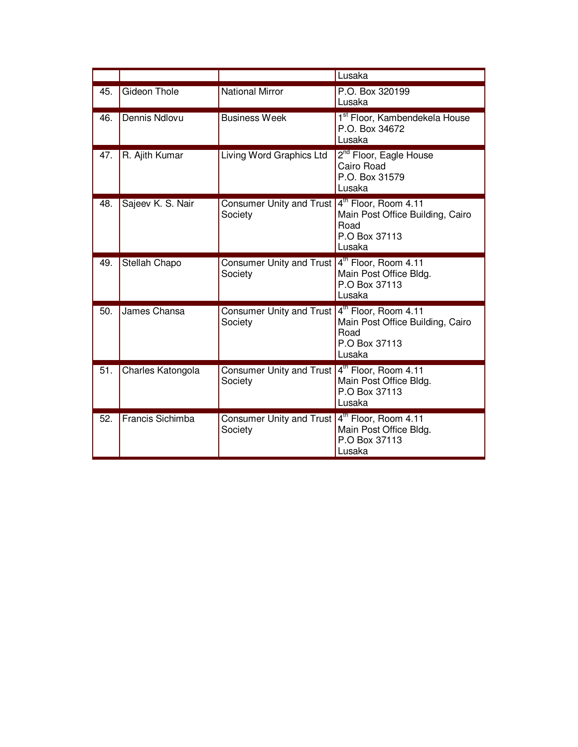| | | | |
|---|---|---|---|
| | | | Lusaka |
| 45. | Gideon Thole | National Mirror | P.O. Box 320199<br>Lusaka |
| 46. | Dennis Ndlovu | Business Week | 1st Floor, Kambendekela House<br>P.O. Box 34672<br>Lusaka |
| 47. | R. Ajith Kumar | Living Word Graphics Ltd | 2nd Floor, Eagle House<br>Cairo Road<br>P.O. Box 31579<br>Lusaka |
| 48. | Sajeev K. S. Nair | Consumer Unity and Trust Society | 4th Floor, Room 4.11<br>Main Post Office Building, Cairo Road<br>P.O Box 37113<br>Lusaka |
| 49. | Stellah Chapo | Consumer Unity and Trust Society | 4th Floor, Room 4.11<br>Main Post Office Bldg.<br>P.O Box 37113<br>Lusaka |
| 50. | James Chansa | Consumer Unity and Trust Society | 4th Floor, Room 4.11<br>Main Post Office Building, Cairo Road<br>P.O Box 37113<br>Lusaka |
| 51. | Charles Katongola | Consumer Unity and Trust Society | 4th Floor, Room 4.11<br>Main Post Office Bldg.<br>P.O Box 37113<br>Lusaka |
| 52. | Francis Sichimba | Consumer Unity and Trust Society | 4th Floor, Room 4.11<br>Main Post Office Bldg.<br>P.O Box 37113<br>Lusaka |